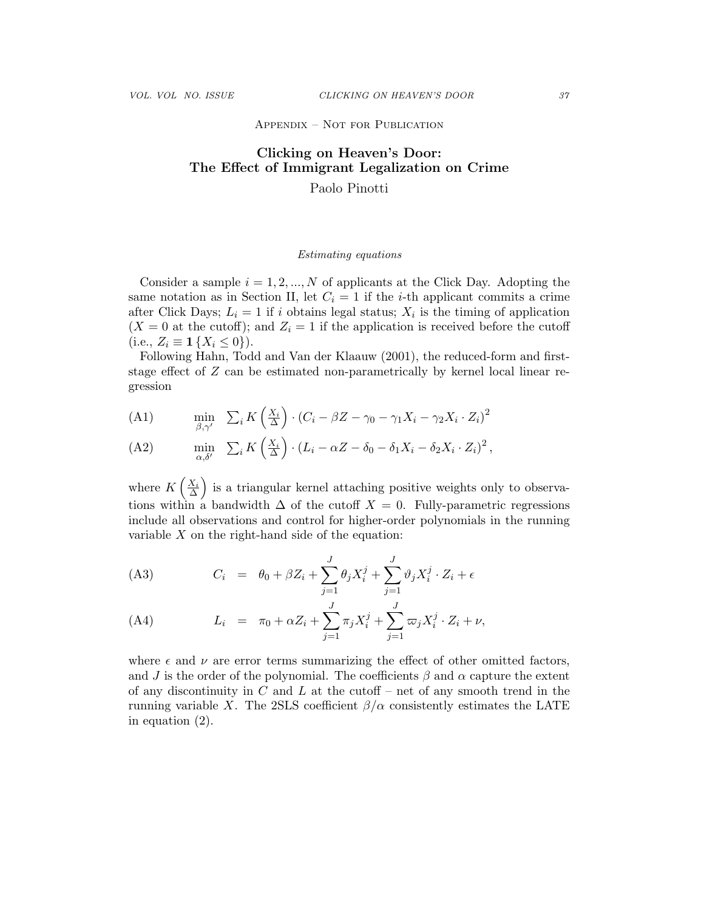Appendix – Not for Publication

# Clicking on Heaven's Door: The Effect of Immigrant Legalization on Crime

Paolo Pinotti

*Estimating equations*

Consider a sample $i = 1, 2, ..., N$ of applicants at the Click Day. Adopting the same notation as in Section II, let $C_i = 1$ if the $i$-th applicant commits a crime after Click Days; $L_i = 1$ if $i$ obtains legal status; $X_i$ is the timing of application ($X = 0$ at the cutoff); and $Z_i = 1$ if the application is received before the cutoff (i.e., $Z_i \equiv \mathbf{1}\{X_i \leq 0\}$).

Following Hahn, Todd and Van der Klaauw (2001), the reduced-form and first-stage effect of $Z$ can be estimated non-parametrically by kernel local linear regression

$$\text{(A1)} \qquad \min_{\beta,\gamma'} \ \sum_i K\left(\frac{X_i}{\Delta}\right) \cdot \left(C_i - \beta Z - \gamma_0 - \gamma_1 X_i - \gamma_2 X_i \cdot Z_i\right)^2$$

$$\text{(A2)} \qquad \min_{\alpha,\delta'} \ \sum_i K\left(\frac{X_i}{\Delta}\right) \cdot \left(L_i - \alpha Z - \delta_0 - \delta_1 X_i - \delta_2 X_i \cdot Z_i\right)^2,$$

where $K\left(\frac{X_i}{\Delta}\right)$ is a triangular kernel attaching positive weights only to observations within a bandwidth $\Delta$ of the cutoff $X = 0$. Fully-parametric regressions include all observations and control for higher-order polynomials in the running variable $X$ on the right-hand side of the equation:

$$\text{(A3)} \qquad C_i = \theta_0 + \beta Z_i + \sum_{j=1}^{J} \theta_j X_i^j + \sum_{j=1}^{J} \vartheta_j X_i^j \cdot Z_i + \epsilon$$

$$\text{(A4)} \qquad L_i = \pi_0 + \alpha Z_i + \sum_{j=1}^{J} \pi_j X_i^j + \sum_{j=1}^{J} \varpi_j X_i^j \cdot Z_i + \nu,$$

where $\epsilon$ and $\nu$ are error terms summarizing the effect of other omitted factors, and $J$ is the order of the polynomial. The coefficients $\beta$ and $\alpha$ capture the extent of any discontinuity in $C$ and $L$ at the cutoff – net of any smooth trend in the running variable $X$. The 2SLS coefficient $\beta/\alpha$ consistently estimates the LATE in equation (2).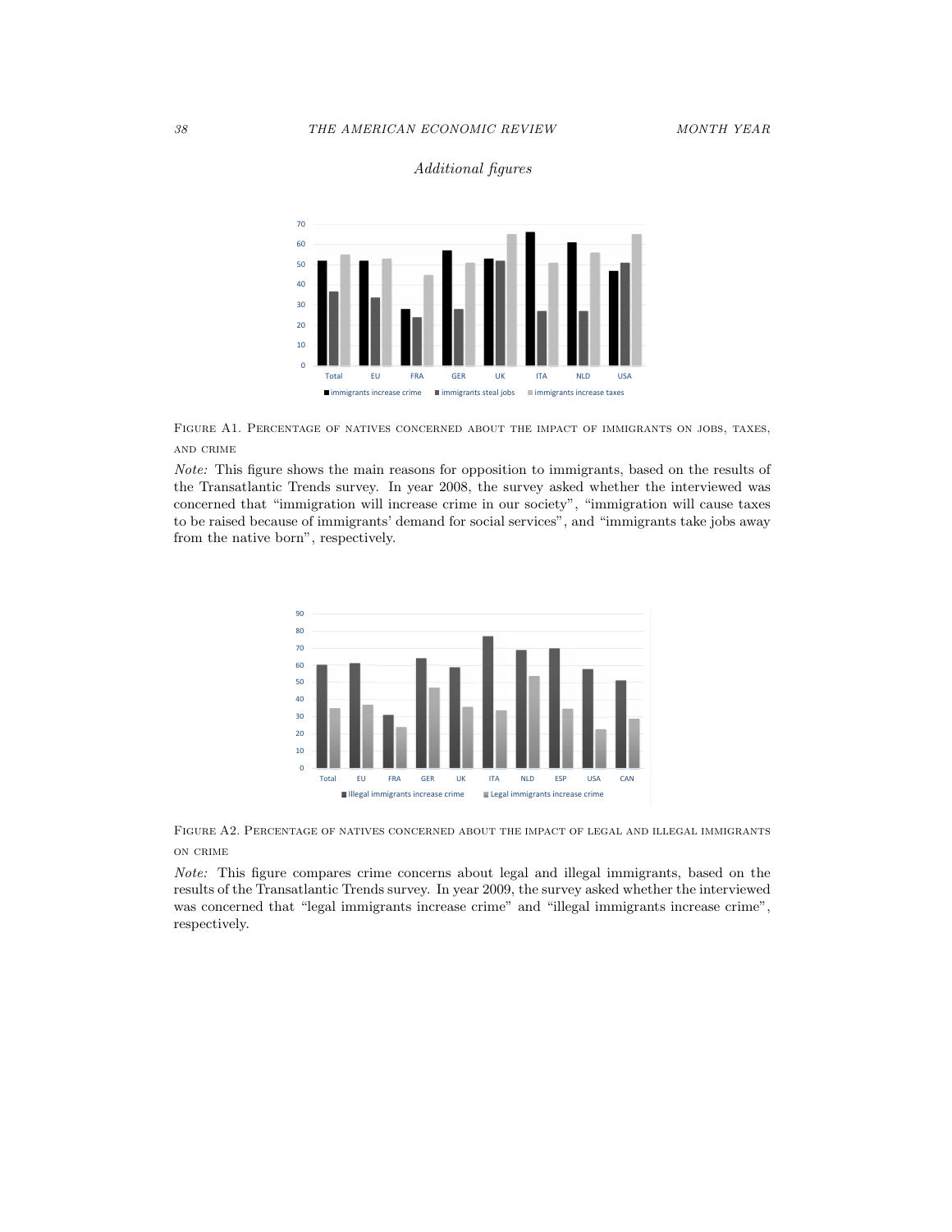*Additional figures*

FIGURE A1. PERCENTAGE OF NATIVES CONCERNED ABOUT THE IMPACT OF IMMIGRANTS ON JOBS, TAXES, AND CRIME

*Note:* This figure shows the main reasons for opposition to immigrants, based on the results of the Transatlantic Trends survey. In year 2008, the survey asked whether the interviewed was concerned that "immigration will increase crime in our society", "immigration will cause taxes to be raised because of immigrants' demand for social services", and "immigrants take jobs away from the native born", respectively.

FIGURE A2. PERCENTAGE OF NATIVES CONCERNED ABOUT THE IMPACT OF LEGAL AND ILLEGAL IMMIGRANTS ON CRIME

*Note:* This figure compares crime concerns about legal and illegal immigrants, based on the results of the Transatlantic Trends survey. In year 2009, the survey asked whether the interviewed was concerned that "legal immigrants increase crime" and "illegal immigrants increase crime", respectively.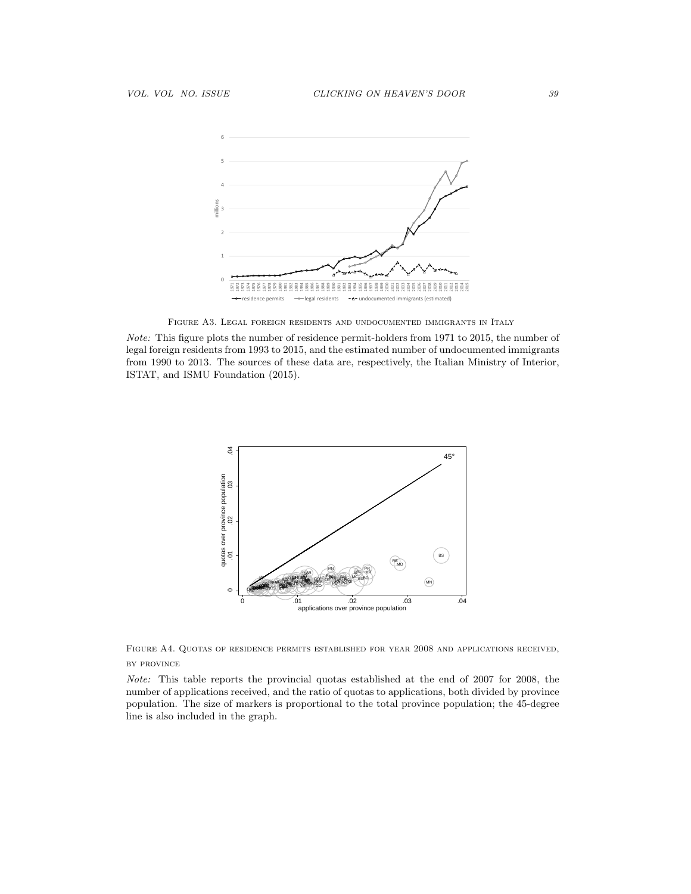Figure A3. Legal foreign residents and undocumented immigrants in Italy

*Note:* This figure plots the number of residence permit-holders from 1971 to 2015, the number of legal foreign residents from 1993 to 2015, and the estimated number of undocumented immigrants from 1990 to 2013. The sources of these data are, respectively, the Italian Ministry of Interior, ISTAT, and ISMU Foundation (2015).

Figure A4. Quotas of residence permits established for year 2008 and applications received, by province

*Note:* This table reports the provincial quotas established at the end of 2007 for 2008, the number of applications received, and the ratio of quotas to applications, both divided by province population. The size of markers is proportional to the total province population; the 45-degree line is also included in the graph.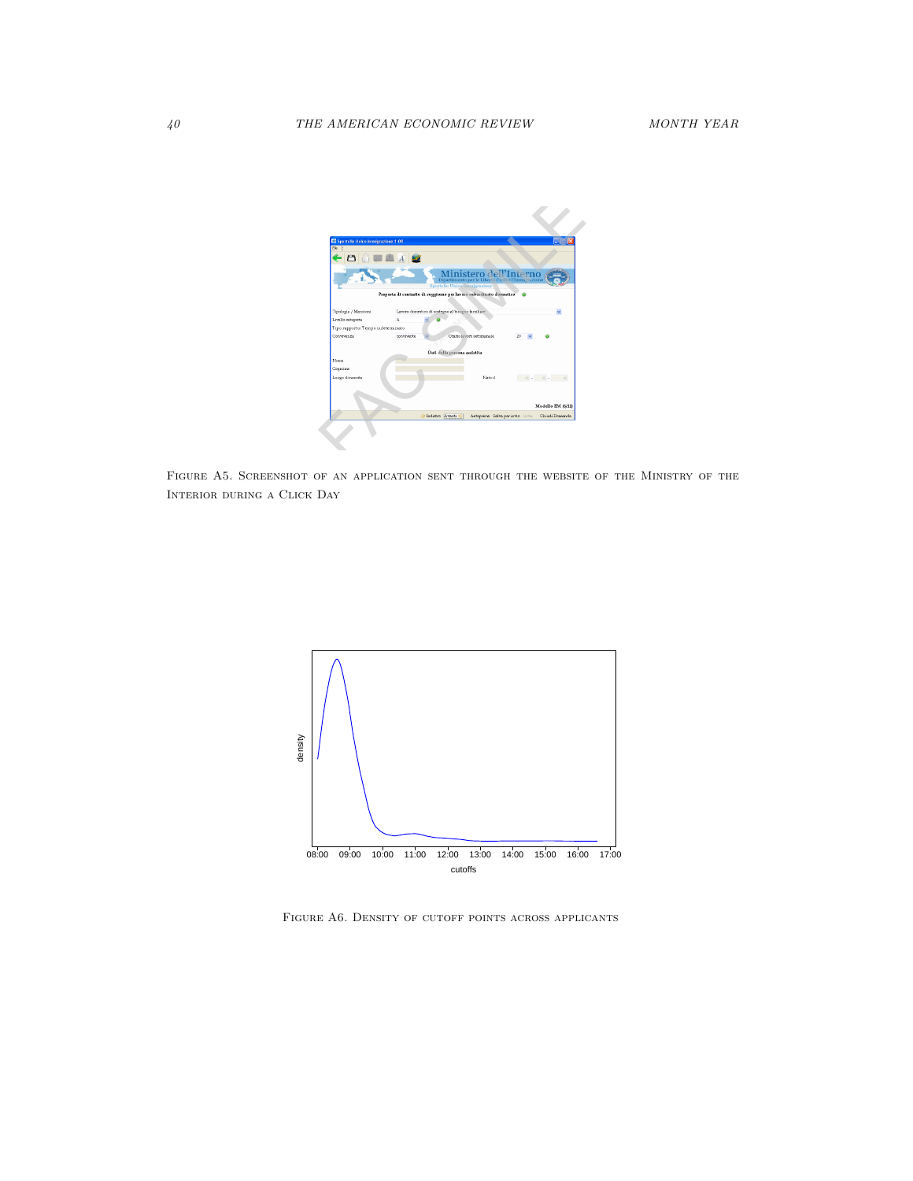Figure A5. Screenshot of an application sent through the website of the Ministry of the Interior during a Click Day

Figure A6. Density of cutoff points across applicants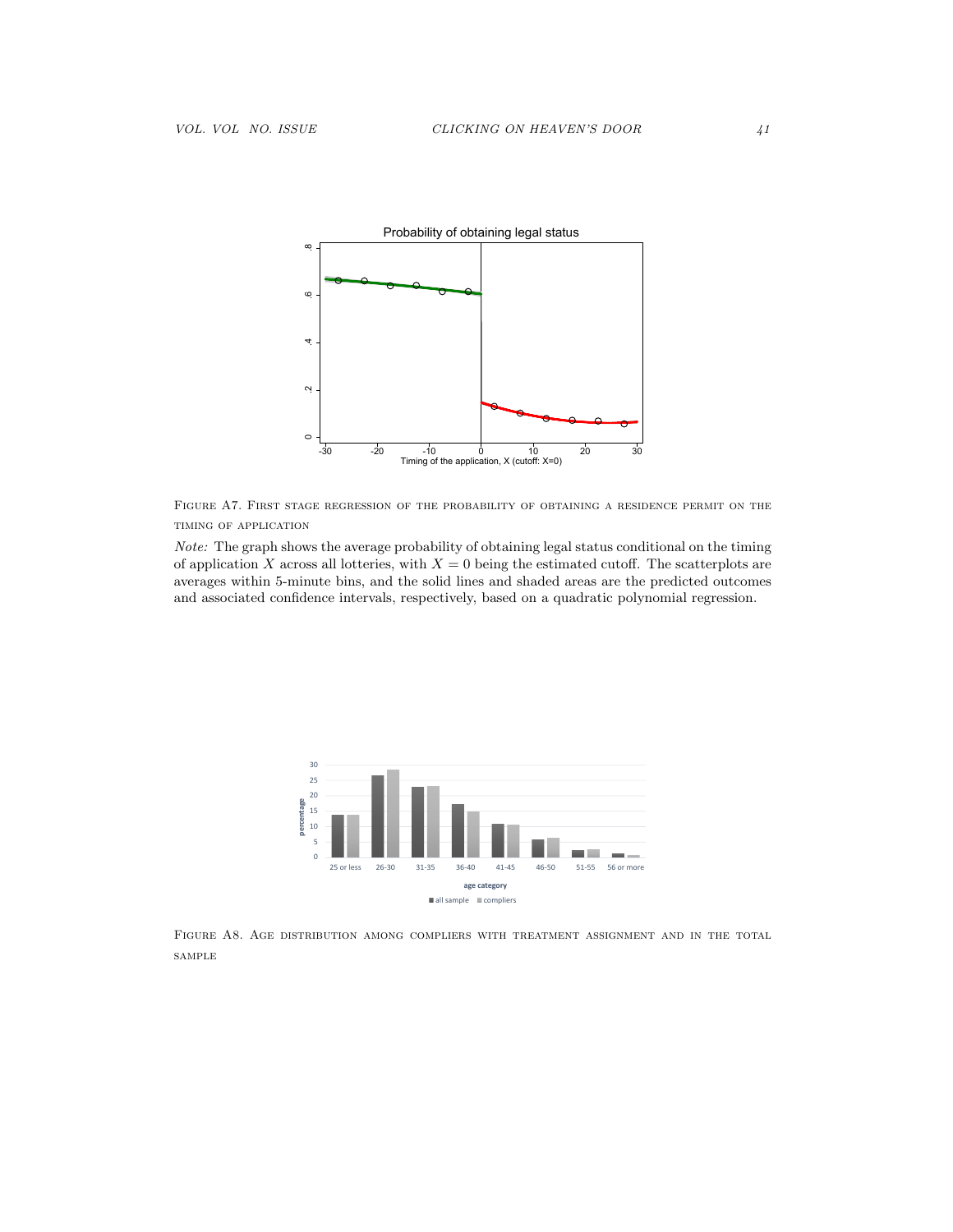Figure A7. First stage regression of the probability of obtaining a residence permit on the timing of application

*Note:* The graph shows the average probability of obtaining legal status conditional on the timing of application $X$ across all lotteries, with $X = 0$ being the estimated cutoff. The scatterplots are averages within 5-minute bins, and the solid lines and shaded areas are the predicted outcomes and associated confidence intervals, respectively, based on a quadratic polynomial regression.

Figure A8. Age distribution among compliers with treatment assignment and in the total sample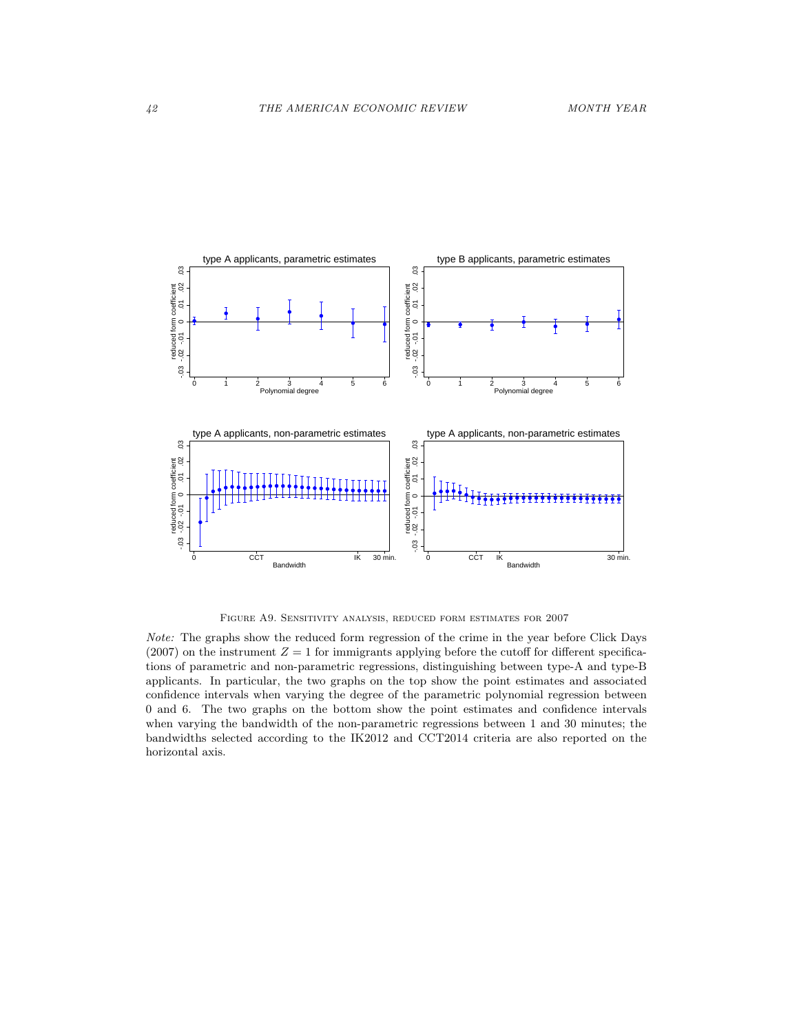Figure A9. Sensitivity analysis, reduced form estimates for 2007

*Note:* The graphs show the reduced form regression of the crime in the year before Click Days (2007) on the instrument $Z = 1$ for immigrants applying before the cutoff for different specifications of parametric and non-parametric regressions, distinguishing between type-A and type-B applicants. In particular, the two graphs on the top show the point estimates and associated confidence intervals when varying the degree of the parametric polynomial regression between 0 and 6. The two graphs on the bottom show the point estimates and confidence intervals when varying the bandwidth of the non-parametric regressions between 1 and 30 minutes; the bandwidths selected according to the IK2012 and CCT2014 criteria are also reported on the horizontal axis.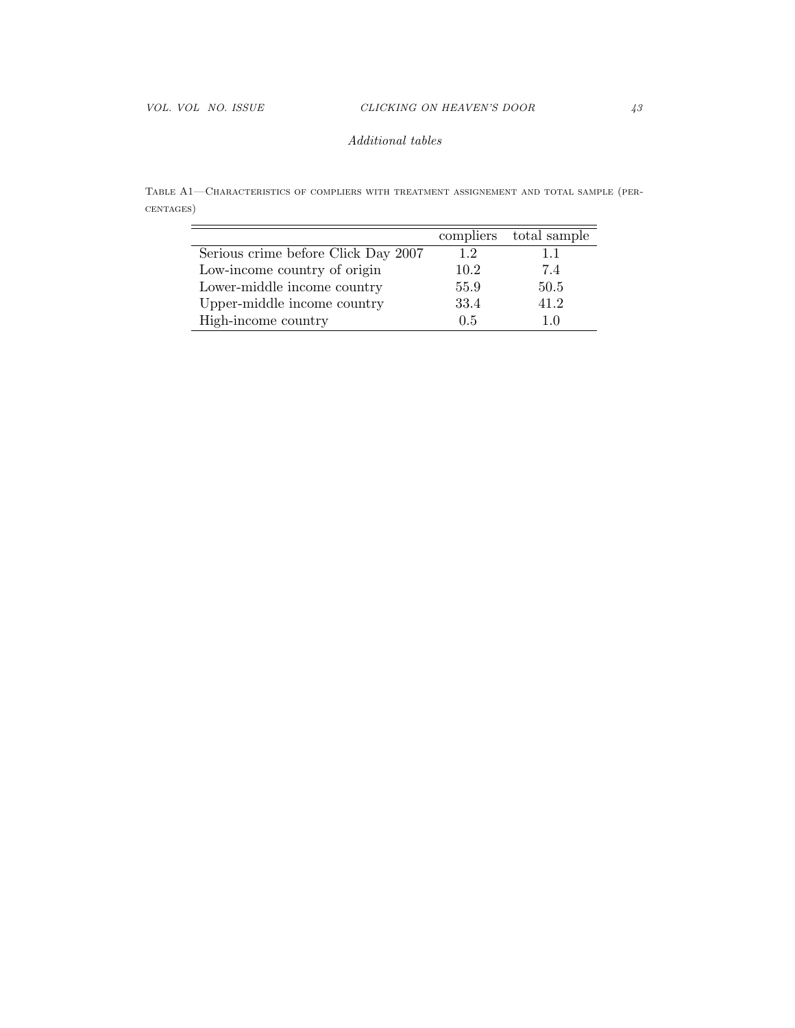*Additional tables*

Table A1—Characteristics of compliers with treatment assignement and total sample (percentages)

| | compliers | total sample |
|---|---|---|
| Serious crime before Click Day 2007 | 1.2 | 1.1 |
| Low-income country of origin | 10.2 | 7.4 |
| Lower-middle income country | 55.9 | 50.5 |
| Upper-middle income country | 33.4 | 41.2 |
| High-income country | 0.5 | 1.0 |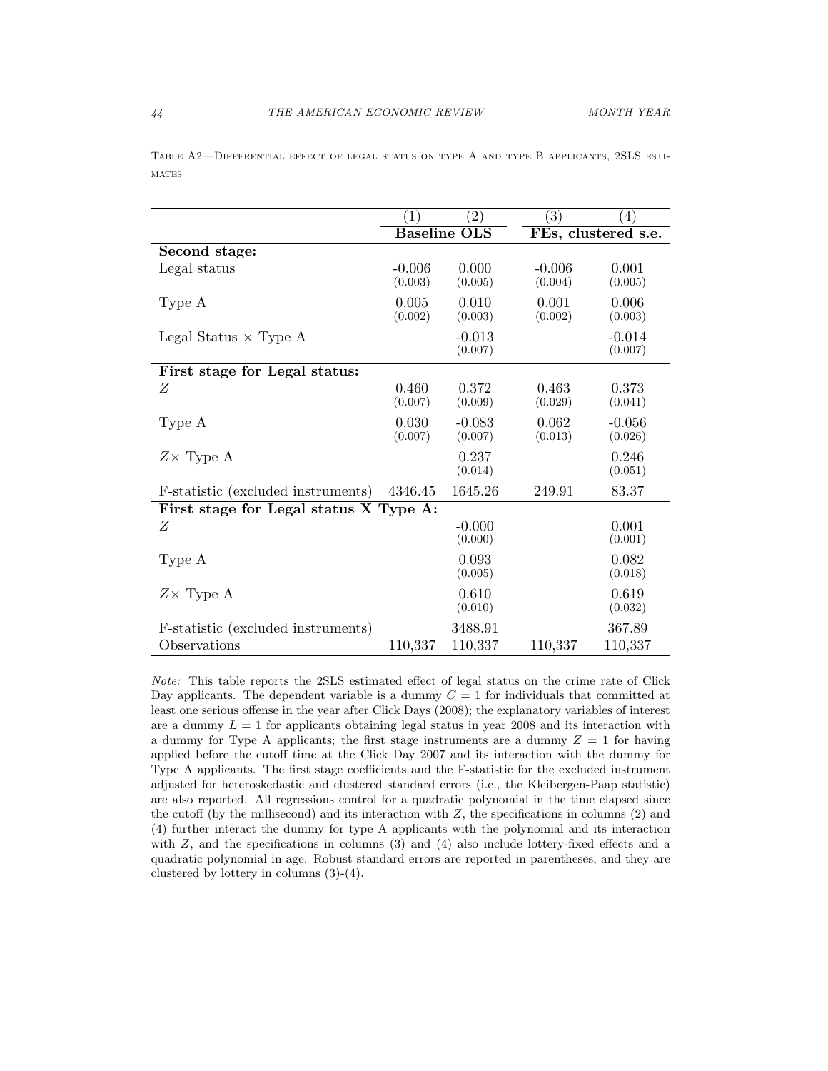Table A2—Differential effect of legal status on type A and type B applicants, 2SLS estimates

| | (1) | (2) | (3) | (4) |
|---|---|---|---|---|
| | Baseline OLS | | FEs, clustered s.e. | |
| **Second stage:** | | | | |
| Legal status | -0.006<br>(0.003) | 0.000<br>(0.005) | -0.006<br>(0.004) | 0.001<br>(0.005) |
| Type A | 0.005<br>(0.002) | 0.010<br>(0.003) | 0.001<br>(0.002) | 0.006<br>(0.003) |
| Legal Status × Type A | | -0.013<br>(0.007) | | -0.014<br>(0.007) |
| **First stage for Legal status:** | | | | |
| $Z$ | 0.460<br>(0.007) | 0.372<br>(0.009) | 0.463<br>(0.029) | 0.373<br>(0.041) |
| Type A | 0.030<br>(0.007) | -0.083<br>(0.007) | 0.062<br>(0.013) | -0.056<br>(0.026) |
| $Z\times$ Type A | | 0.237<br>(0.014) | | 0.246<br>(0.051) |
| F-statistic (excluded instruments) | 4346.45 | 1645.26 | 249.91 | 83.37 |
| **First stage for Legal status X Type A:** | | | | |
| $Z$ | | -0.000<br>(0.000) | | 0.001<br>(0.001) |
| Type A | | 0.093<br>(0.005) | | 0.082<br>(0.018) |
| $Z\times$ Type A | | 0.610<br>(0.010) | | 0.619<br>(0.032) |
| F-statistic (excluded instruments) | | 3488.91 | | 367.89 |
| Observations | 110,337 | 110,337 | 110,337 | 110,337 |

*Note:* This table reports the 2SLS estimated effect of legal status on the crime rate of Click Day applicants. The dependent variable is a dummy $C = 1$ for individuals that committed at least one serious offense in the year after Click Days (2008); the explanatory variables of interest are a dummy $L = 1$ for applicants obtaining legal status in year 2008 and its interaction with a dummy for Type A applicants; the first stage instruments are a dummy $Z = 1$ for having applied before the cutoff time at the Click Day 2007 and its interaction with the dummy for Type A applicants. The first stage coefficients and the F-statistic for the excluded instrument adjusted for heteroskedastic and clustered standard errors (i.e., the Kleibergen-Paap statistic) are also reported. All regressions control for a quadratic polynomial in the time elapsed since the cutoff (by the millisecond) and its interaction with $Z$, the specifications in columns (2) and (4) further interact the dummy for type A applicants with the polynomial and its interaction with $Z$, and the specifications in columns (3) and (4) also include lottery-fixed effects and a quadratic polynomial in age. Robust standard errors are reported in parentheses, and they are clustered by lottery in columns (3)-(4).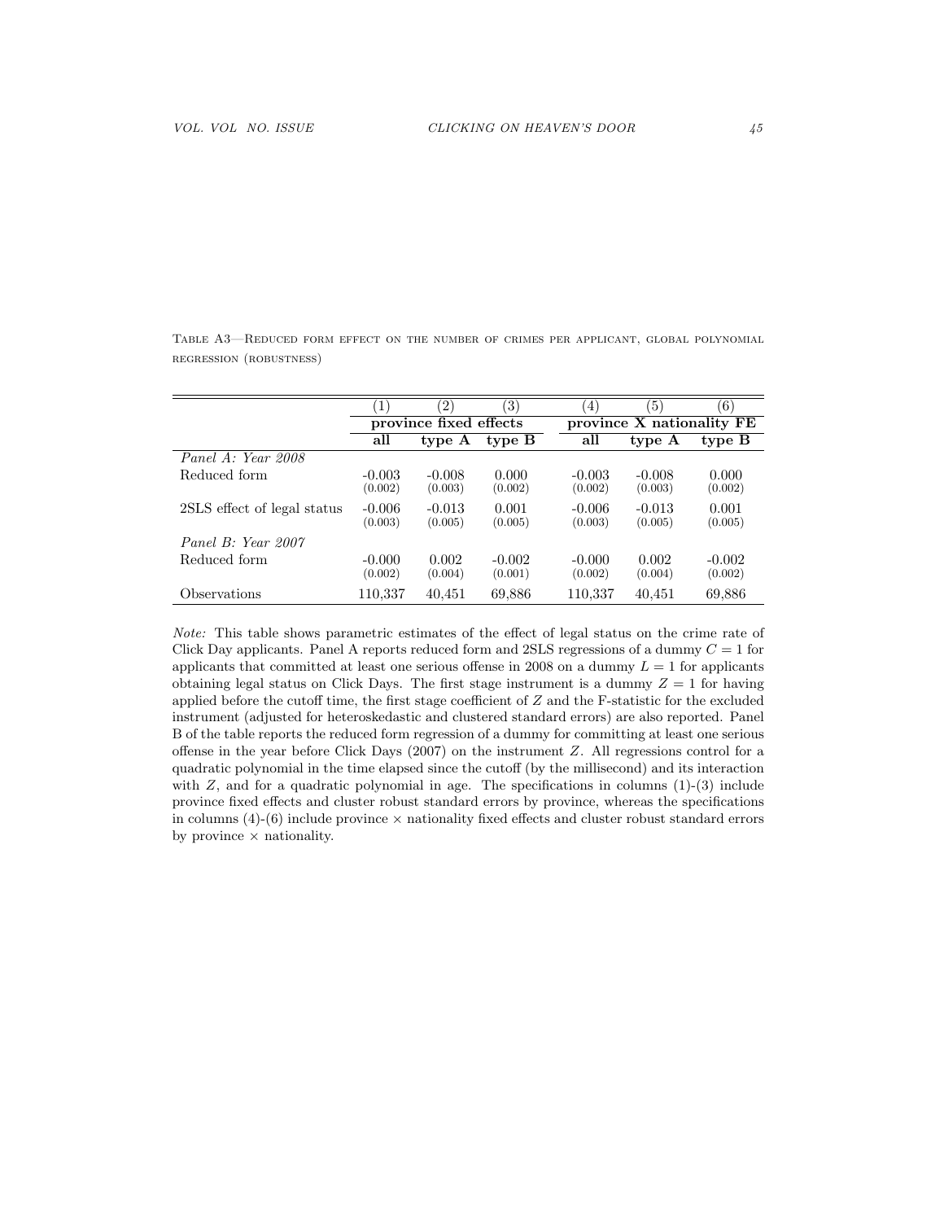Table A3—Reduced form effect on the number of crimes per applicant, global polynomial regression (robustness)

| | (1) | (2) | (3) | (4) | (5) | (6) |
|---|---|---|---|---|---|---|
| | province fixed effects | | | province X nationality FE | | |
| | **all** | **type A** | **type B** | **all** | **type A** | **type B** |
| *Panel A: Year 2008* | | | | | | |
| Reduced form | -0.003<br>(0.002) | -0.008<br>(0.003) | 0.000<br>(0.002) | -0.003<br>(0.002) | -0.008<br>(0.003) | 0.000<br>(0.002) |
| 2SLS effect of legal status | -0.006<br>(0.003) | -0.013<br>(0.005) | 0.001<br>(0.005) | -0.006<br>(0.003) | -0.013<br>(0.005) | 0.001<br>(0.005) |
| *Panel B: Year 2007* | | | | | | |
| Reduced form | -0.000<br>(0.002) | 0.002<br>(0.004) | -0.002<br>(0.001) | -0.000<br>(0.002) | 0.002<br>(0.004) | -0.002<br>(0.002) |
| Observations | 110,337 | 40,451 | 69,886 | 110,337 | 40,451 | 69,886 |

*Note:* This table shows parametric estimates of the effect of legal status on the crime rate of Click Day applicants. Panel A reports reduced form and 2SLS regressions of a dummy $C = 1$ for applicants that committed at least one serious offense in 2008 on a dummy $L = 1$ for applicants obtaining legal status on Click Days. The first stage instrument is a dummy $Z = 1$ for having applied before the cutoff time, the first stage coefficient of $Z$ and the F-statistic for the excluded instrument (adjusted for heteroskedastic and clustered standard errors) are also reported. Panel B of the table reports the reduced form regression of a dummy for committing at least one serious offense in the year before Click Days (2007) on the instrument $Z$. All regressions control for a quadratic polynomial in the time elapsed since the cutoff (by the millisecond) and its interaction with $Z$, and for a quadratic polynomial in age. The specifications in columns (1)-(3) include province fixed effects and cluster robust standard errors by province, whereas the specifications in columns (4)-(6) include province $\times$ nationality fixed effects and cluster robust standard errors by province $\times$ nationality.